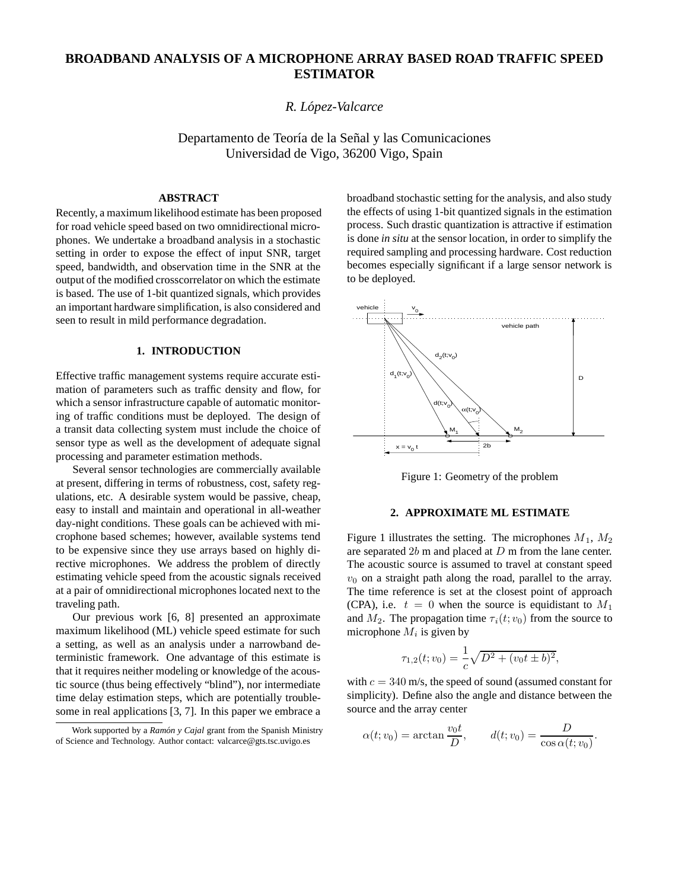# BROADBAND ANALYSIS OF A MICROPHONE ARRAY BASED ROAD TRAFFIC SPEED ESTIMATOR

*R. López-Valcarce*

Departamento de Teoría de la Señal y las Comunicaciones
Universidad de Vigo, 36200 Vigo, Spain

### ABSTRACT

Recently, a maximum likelihood estimate has been proposed for road vehicle speed based on two omnidirectional microphones. We undertake a broadband analysis in a stochastic setting in order to expose the effect of input SNR, target speed, bandwidth, and observation time in the SNR at the output of the modified crosscorrelator on which the estimate is based. The use of 1-bit quantized signals, which provides an important hardware simplification, is also considered and seen to result in mild performance degradation.

## 1. INTRODUCTION

Effective traffic management systems require accurate estimation of parameters such as traffic density and flow, for which a sensor infrastructure capable of automatic monitoring of traffic conditions must be deployed. The design of a transit data collecting system must include the choice of sensor type as well as the development of adequate signal processing and parameter estimation methods.

Several sensor technologies are commercially available at present, differing in terms of robustness, cost, safety regulations, etc. A desirable system would be passive, cheap, easy to install and maintain and operational in all-weather day-night conditions. These goals can be achieved with microphone based schemes; however, available systems tend to be expensive since they use arrays based on highly directive microphones. We address the problem of directly estimating vehicle speed from the acoustic signals received at a pair of omnidirectional microphones located next to the traveling path.

Our previous work [6, 8] presented an approximate maximum likelihood (ML) vehicle speed estimate for such a setting, as well as an analysis under a narrowband deterministic framework. One advantage of this estimate is that it requires neither modeling or knowledge of the acoustic source (thus being effectively "blind"), nor intermediate time delay estimation steps, which are potentially troublesome in real applications [3, 7]. In this paper we embrace a broadband stochastic setting for the analysis, and also study the effects of using 1-bit quantized signals in the estimation process. Such drastic quantization is attractive if estimation is done *in situ* at the sensor location, in order to simplify the required sampling and processing hardware. Cost reduction becomes especially significant if a large sensor network is to be deployed.

Figure 1: Geometry of the problem

## 2. APPROXIMATE ML ESTIMATE

Figure 1 illustrates the setting. The microphones $M_1$, $M_2$ are separated $2b$ m and placed at $D$ m from the lane center. The acoustic source is assumed to travel at constant speed $v_0$ on a straight path along the road, parallel to the array. The time reference is set at the closest point of approach (CPA), i.e. $t = 0$ when the source is equidistant to $M_1$ and $M_2$. The propagation time $\tau_i(t; v_0)$ from the source to microphone $M_i$ is given by

$$\tau_{1,2}(t; v_0) = \frac{1}{c}\sqrt{D^2 + (v_0 t \pm b)^2},$$

with $c = 340$ m/s, the speed of sound (assumed constant for simplicity). Define also the angle and distance between the source and the array center

$$\alpha(t; v_0) = \arctan \frac{v_0 t}{D}, \qquad d(t; v_0) = \frac{D}{\cos \alpha(t; v_0)}.$$

Work supported by a *Ramón y Cajal* grant from the Spanish Ministry of Science and Technology. Author contact: valcarce@gts.tsc.uvigo.es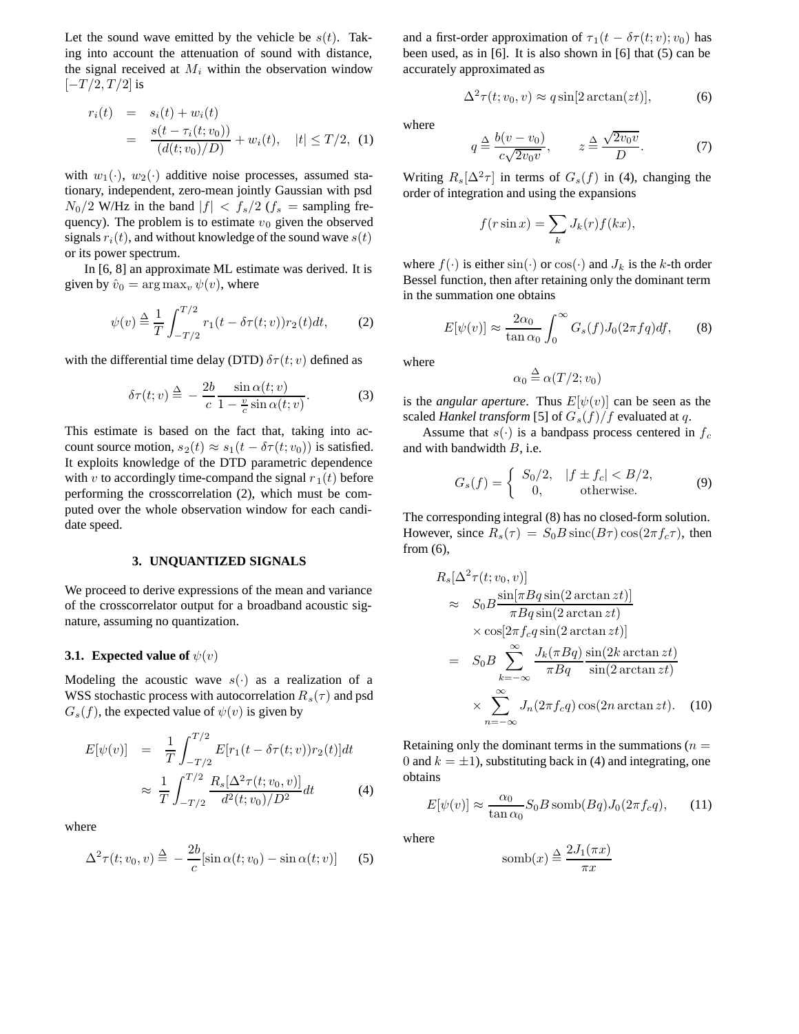Let the sound wave emitted by the vehicle be $s(t)$. Taking into account the attenuation of sound with distance, the signal received at $M_i$ within the observation window $[-T/2, T/2]$ is

$$
\begin{aligned}
r_i(t) &= s_i(t) + w_i(t) \\
&= \frac{s(t - \tau_i(t; v_0))}{(d(t; v_0)/D)} + w_i(t), \quad |t| \leq T/2, \quad (1)
\end{aligned}
$$

with $w_1(\cdot)$, $w_2(\cdot)$ additive noise processes, assumed stationary, independent, zero-mean jointly Gaussian with psd $N_0/2$ W/Hz in the band $|f| < f_s/2$ ($f_s$ = sampling frequency). The problem is to estimate $v_0$ given the observed signals $r_i(t)$, and without knowledge of the sound wave $s(t)$ or its power spectrum.

In [6, 8] an approximate ML estimate was derived. It is given by $\hat{v}_0 = \arg\max_v \psi(v)$, where

$$
\psi(v) \triangleq \frac{1}{T} \int_{-T/2}^{T/2} r_1(t - \delta\tau(t; v)) r_2(t) dt, \quad (2)
$$

with the differential time delay (DTD) $\delta\tau(t; v)$ defined as

$$
\delta\tau(t; v) \triangleq -\frac{2b}{c} \frac{\sin\alpha(t; v)}{1 - \frac{v}{c}\sin\alpha(t; v)}. \quad (3)
$$

This estimate is based on the fact that, taking into account source motion, $s_2(t) \approx s_1(t - \delta\tau(t; v_0))$ is satisfied. It exploits knowledge of the DTD parametric dependence with $v$ to accordingly time-compand the signal $r_1(t)$ before performing the crosscorrelation (2), which must be computed over the whole observation window for each candidate speed.

## 3. UNQUANTIZED SIGNALS

We proceed to derive expressions of the mean and variance of the crosscorrelator output for a broadband acoustic signature, assuming no quantization.

### 3.1. Expected value of $\psi(v)$

Modeling the acoustic wave $s(\cdot)$ as a realization of a WSS stochastic process with autocorrelation $R_s(\tau)$ and psd $G_s(f)$, the expected value of $\psi(v)$ is given by

$$
\begin{aligned}
E[\psi(v)] &= \frac{1}{T} \int_{-T/2}^{T/2} E[r_1(t - \delta\tau(t; v)) r_2(t)] dt \\
&\approx \frac{1}{T} \int_{-T/2}^{T/2} \frac{R_s[\Delta^2\tau(t; v_0, v)]}{d^2(t; v_0)/D^2} dt \quad (4)
\end{aligned}
$$

where

$$
\Delta^2\tau(t; v_0, v) \triangleq -\frac{2b}{c}[\sin\alpha(t; v_0) - \sin\alpha(t; v)] \quad (5)
$$

and a first-order approximation of $\tau_1(t - \delta\tau(t; v); v_0)$ has been used, as in [6]. It is also shown in [6] that (5) can be accurately approximated as

$$
\Delta^2\tau(t; v_0, v) \approx q \sin[2\arctan(zt)], \quad (6)
$$

where

$$
q \triangleq \frac{b(v - v_0)}{c\sqrt{2v_0 v}}, \qquad z \triangleq \frac{\sqrt{2v_0 v}}{D}. \quad (7)
$$

Writing $R_s[\Delta^2\tau]$ in terms of $G_s(f)$ in (4), changing the order of integration and using the expansions

$$
f(r \sin x) = \sum_k J_k(r) f(kx),
$$

where $f(\cdot)$ is either $\sin(\cdot)$ or $\cos(\cdot)$ and $J_k$ is the $k$-th order Bessel function, then after retaining only the dominant term in the summation one obtains

$$
E[\psi(v)] \approx \frac{2\alpha_0}{\tan\alpha_0} \int_0^\infty G_s(f) J_0(2\pi f q) df, \quad (8)
$$

where

$$
\alpha_0 \triangleq \alpha(T/2; v_0)
$$

is the *angular aperture*. Thus $E[\psi(v)]$ can be seen as the scaled *Hankel transform* [5] of $G_s(f)/f$ evaluated at $q$.

Assume that $s(\cdot)$ is a bandpass process centered in $f_c$ and with bandwidth $B$, i.e.

$$
G_s(f) = \begin{cases} S_0/2, & |f \pm f_c| < B/2, \\ 0, & \text{otherwise.} \end{cases} \quad (9)
$$

The corresponding integral (8) has no closed-form solution. However, since $R_s(\tau) = S_0 B \operatorname{sinc}(B\tau)\cos(2\pi f_c \tau)$, then from (6),

$$
\begin{aligned}
&R_s[\Delta^2\tau(t; v_0, v)] \\
&\approx S_0 B \frac{\sin[\pi B q \sin(2\arctan zt)]}{\pi B q \sin(2\arctan zt)} \\
&\quad \times \cos[2\pi f_c q \sin(2\arctan zt)] \\
&= S_0 B \sum_{k=-\infty}^{\infty} \frac{J_k(\pi B q)}{\pi B q} \frac{\sin(2k\arctan zt)}{\sin(2\arctan zt)} \\
&\quad \times \sum_{n=-\infty}^{\infty} J_n(2\pi f_c q)\cos(2n\arctan zt). \quad (10)
\end{aligned}
$$

Retaining only the dominant terms in the summations ($n = 0$ and $k = \pm 1$), substituting back in (4) and integrating, one obtains

$$
E[\psi(v)] \approx \frac{\alpha_0}{\tan\alpha_0} S_0 B \operatorname{somb}(Bq) J_0(2\pi f_c q), \quad (11)
$$

where

$$
\operatorname{somb}(x) \triangleq \frac{2J_1(\pi x)}{\pi x}
$$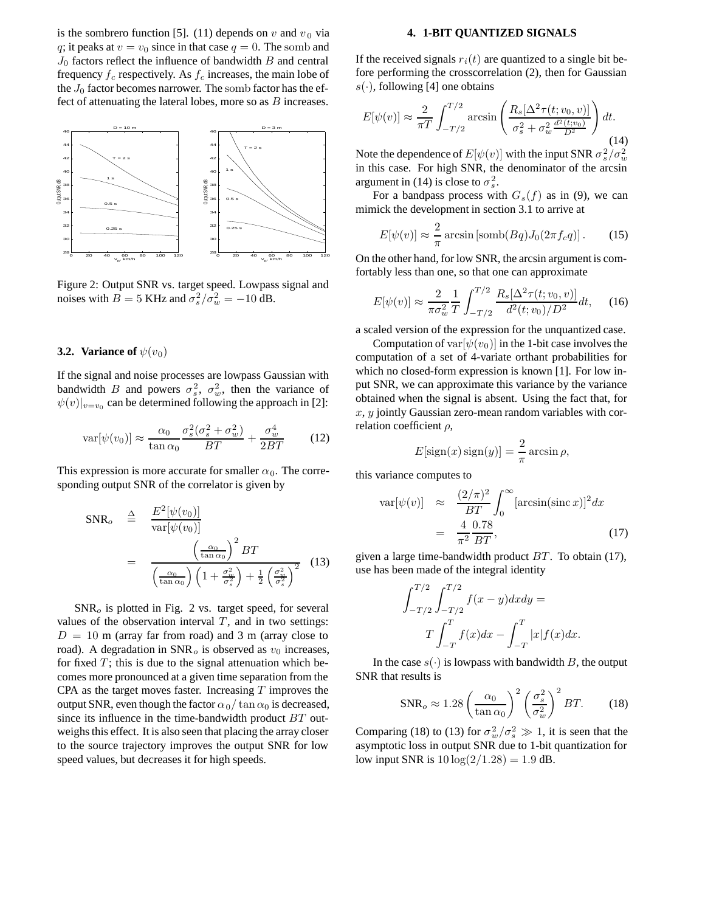is the sombrero function [5]. (11) depends on $v$ and $v_0$ via $q$; it peaks at $v = v_0$ since in that case $q = 0$. The $\mathrm{somb}$ and $J_0$ factors reflect the influence of bandwidth $B$ and central frequency $f_c$ respectively. As $f_c$ increases, the main lobe of the $J_0$ factor becomes narrower. The $\mathrm{somb}$ factor has the effect of attenuating the lateral lobes, more so as $B$ increases.

Figure 2: Output SNR vs. target speed. Lowpass signal and noises with $B = 5$ KHz and $\sigma_s^2/\sigma_w^2 = -10$ dB.

### 3.2. Variance of $\psi(v_0)$

If the signal and noise processes are lowpass Gaussian with bandwidth $B$ and powers $\sigma_s^2$, $\sigma_w^2$, then the variance of $\psi(v)|_{v=v_0}$ can be determined following the approach in [2]:

$$\mathrm{var}[\psi(v_0)] \approx \frac{\alpha_0}{\tan\alpha_0}\frac{\sigma_s^2(\sigma_s^2+\sigma_w^2)}{BT} + \frac{\sigma_w^4}{2BT} \tag{12}$$

This expression is more accurate for smaller $\alpha_0$. The corresponding output SNR of the correlator is given by

$$\begin{aligned}\mathrm{SNR}_o &\triangleq \frac{E^2[\psi(v_0)]}{\mathrm{var}[\psi(v_0)]} \\ &= \frac{\left(\frac{\alpha_0}{\tan\alpha_0}\right)^2 BT}{\left(\frac{\alpha_0}{\tan\alpha_0}\right)\left(1+\frac{\sigma_w^2}{\sigma_s^2}\right)+\frac{1}{2}\left(\frac{\sigma_w^2}{\sigma_s^2}\right)^2}\end{aligned} \tag{13}$$

$\mathrm{SNR}_o$ is plotted in Fig. 2 vs. target speed, for several values of the observation interval $T$, and in two settings: $D = 10$ m (array far from road) and 3 m (array close to road). A degradation in $\mathrm{SNR}_o$ is observed as $v_0$ increases, for fixed $T$; this is due to the signal attenuation which becomes more pronounced at a given time separation from the CPA as the target moves faster. Increasing $T$ improves the output SNR, even though the factor $\alpha_0/\tan\alpha_0$ is decreased, since its influence in the time-bandwidth product $BT$ outweighs this effect. It is also seen that placing the array closer to the source trajectory improves the output SNR for low speed values, but decreases it for high speeds.

## 4. 1-BIT QUANTIZED SIGNALS

If the received signals $r_i(t)$ are quantized to a single bit before performing the crosscorrelation (2), then for Gaussian $s(\cdot)$, following [4] one obtains

$$E[\psi(v)] \approx \frac{2}{\pi T}\int_{-T/2}^{T/2} \arcsin\left(\frac{R_s[\Delta^2\tau(t;v_0,v)]}{\sigma_s^2+\sigma_w^2\frac{d^2(t;v_0)}{D^2}}\right)dt. \tag{14}$$

Note the dependence of $E[\psi(v)]$ with the input SNR $\sigma_s^2/\sigma_w^2$ in this case. For high SNR, the denominator of the arcsin argument in (14) is close to $\sigma_s^2$.

For a bandpass process with $G_s(f)$ as in (9), we can mimick the development in section 3.1 to arrive at

$$E[\psi(v)] \approx \frac{2}{\pi}\arcsin\left[\mathrm{somb}(Bq)J_0(2\pi f_c q)\right]. \tag{15}$$

On the other hand, for low SNR, the arcsin argument is comfortably less than one, so that one can approximate

$$E[\psi(v)] \approx \frac{2}{\pi\sigma_w^2}\frac{1}{T}\int_{-T/2}^{T/2}\frac{R_s[\Delta^2\tau(t;v_0,v)]}{d^2(t;v_0)/D^2}dt, \tag{16}$$

a scaled version of the expression for the unquantized case.

Computation of $\mathrm{var}[\psi(v_0)]$ in the 1-bit case involves the computation of a set of 4-variate orthant probabilities for which no closed-form expression is known [1]. For low input SNR, we can approximate this variance by the variance obtained when the signal is absent. Using the fact that, for $x$, $y$ jointly Gaussian zero-mean random variables with correlation coefficient $\rho$,

$$E[\mathrm{sign}(x)\,\mathrm{sign}(y)] = \frac{2}{\pi}\arcsin\rho,$$

this variance computes to

$$\begin{aligned}\mathrm{var}[\psi(v)] &\approx \frac{(2/\pi)^2}{BT}\int_0^\infty [\arcsin(\mathrm{sinc}\,x)]^2 dx \\ &= \frac{4}{\pi^2}\frac{0.78}{BT},\end{aligned} \tag{17}$$

given a large time-bandwidth product $BT$. To obtain (17), use has been made of the integral identity

$$\int_{-T/2}^{T/2}\int_{-T/2}^{T/2} f(x-y)dxdy = T\int_{-T}^{T} f(x)dx - \int_{-T}^{T}|x|f(x)dx.$$

In the case $s(\cdot)$ is lowpass with bandwidth $B$, the output SNR that results is

$$\mathrm{SNR}_o \approx 1.28\left(\frac{\alpha_0}{\tan\alpha_0}\right)^2\left(\frac{\sigma_s^2}{\sigma_w^2}\right)^2 BT. \tag{18}$$

Comparing (18) to (13) for $\sigma_w^2/\sigma_s^2 \gg 1$, it is seen that the asymptotic loss in output SNR due to 1-bit quantization for low input SNR is $10\log(2/1.28) = 1.9$ dB.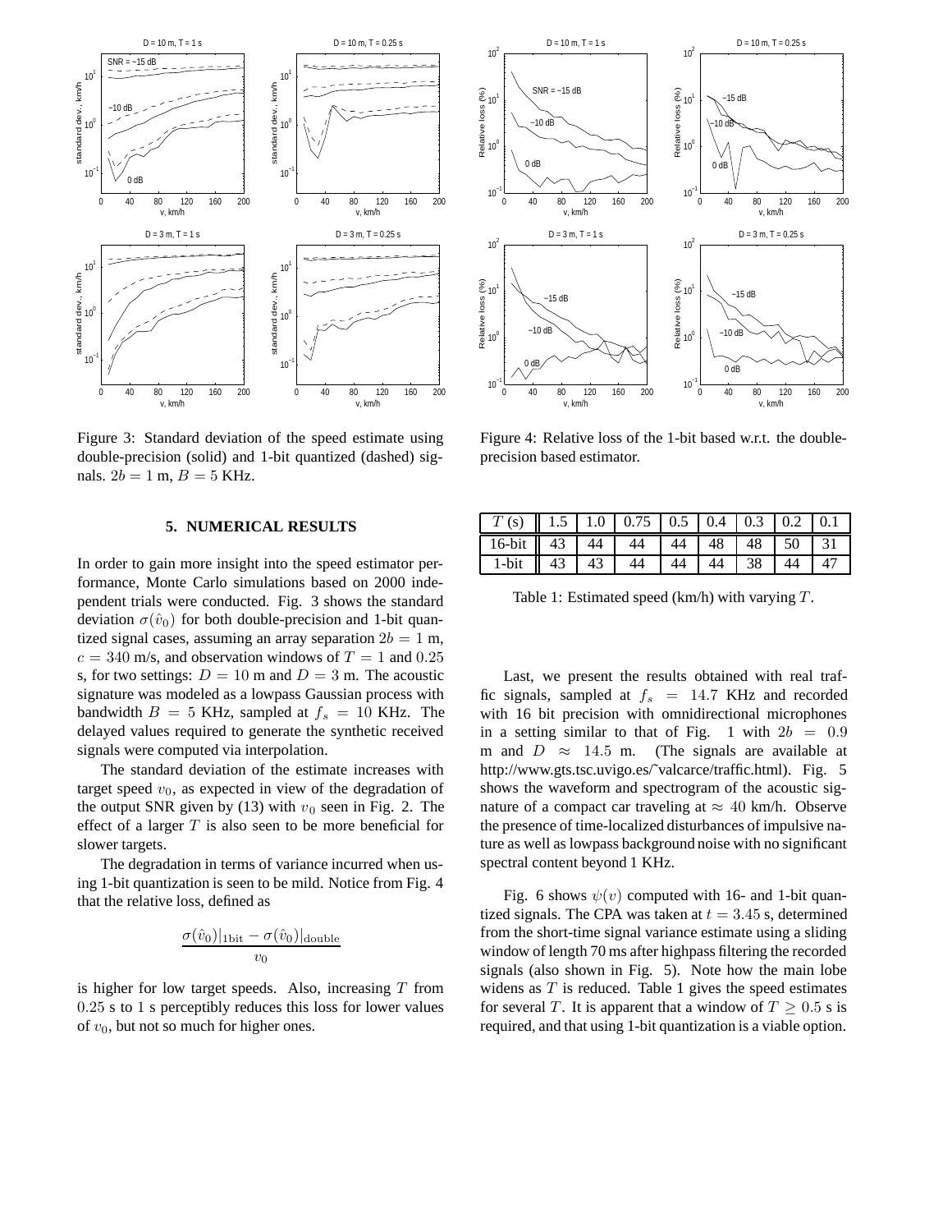Figure 3: Standard deviation of the speed estimate using double-precision (solid) and 1-bit quantized (dashed) signals. $2b = 1$ m, $B = 5$ KHz.

Figure 4: Relative loss of the 1-bit based w.r.t. the double-precision based estimator.

## 5. NUMERICAL RESULTS

In order to gain more insight into the speed estimator performance, Monte Carlo simulations based on 2000 independent trials were conducted. Fig. 3 shows the standard deviation $\sigma(\hat{v}_0)$ for both double-precision and 1-bit quantized signal cases, assuming an array separation $2b = 1$ m, $c = 340$ m/s, and observation windows of $T = 1$ and $0.25$ s, for two settings: $D = 10$ m and $D = 3$ m. The acoustic signature was modeled as a lowpass Gaussian process with bandwidth $B = 5$ KHz, sampled at $f_s = 10$ KHz. The delayed values required to generate the synthetic received signals were computed via interpolation.

The standard deviation of the estimate increases with target speed $v_0$, as expected in view of the degradation of the output SNR given by (13) with $v_0$ seen in Fig. 2. The effect of a larger $T$ is also seen to be more beneficial for slower targets.

The degradation in terms of variance incurred when using 1-bit quantization is seen to be mild. Notice from Fig. 4 that the relative loss, defined as

$$\frac{\sigma(\hat{v}_0)|_{\text{1bit}} - \sigma(\hat{v}_0)|_{\text{double}}}{v_0}$$

is higher for low target speeds. Also, increasing $T$ from $0.25$ s to $1$ s perceptibly reduces this loss for lower values of $v_0$, but not so much for higher ones.

| $T$ (s) | 1.5 | 1.0 | 0.75 | 0.5 | 0.4 | 0.3 | 0.2 | 0.1 |
|---|---|---|---|---|---|---|---|---|
| 16-bit | 43 | 44 | 44 | 44 | 48 | 48 | 50 | 31 |
| 1-bit | 43 | 43 | 44 | 44 | 44 | 38 | 44 | 47 |

Table 1: Estimated speed (km/h) with varying $T$.

Last, we present the results obtained with real traffic signals, sampled at $f_s = 14.7$ KHz and recorded with 16 bit precision with omnidirectional microphones in a setting similar to that of Fig. 1 with $2b = 0.9$ m and $D \approx 14.5$ m. (The signals are available at http://www.gts.tsc.uvigo.es/˜valcarce/traffic.html). Fig. 5 shows the waveform and spectrogram of the acoustic signature of a compact car traveling at $\approx 40$ km/h. Observe the presence of time-localized disturbances of impulsive nature as well as lowpass background noise with no significant spectral content beyond 1 KHz.

Fig. 6 shows $\psi(v)$ computed with 16- and 1-bit quantized signals. The CPA was taken at $t = 3.45$ s, determined from the short-time signal variance estimate using a sliding window of length 70 ms after highpass filtering the recorded signals (also shown in Fig. 5). Note how the main lobe widens as $T$ is reduced. Table 1 gives the speed estimates for several $T$. It is apparent that a window of $T \geq 0.5$ s is required, and that using 1-bit quantization is a viable option.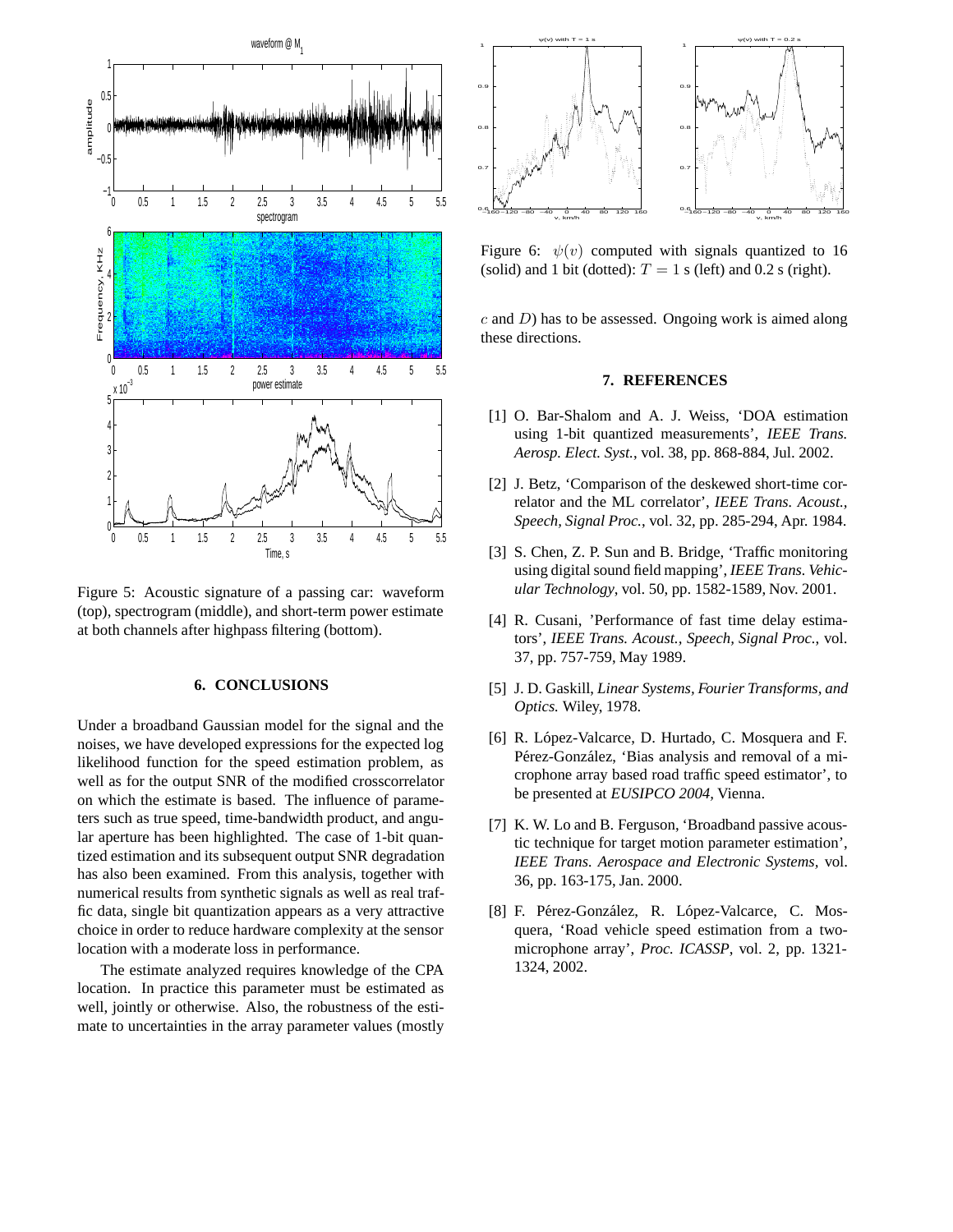waveform @ $M_1$

amplitude

1
0.5
0
−0.5
−1

0 0.5 1 1.5 2 2.5 3 3.5 4 4.5 5 5.5

spectrogram

Frequency, KHz

6
4
2
0

0 0.5 1 1.5 2 2.5 3 3.5 4 4.5 5 5.5

power estimate

x $10^{-3}$

5
4
3
2
1
0

0 0.5 1 1.5 2 2.5 3 3.5 4 4.5 5 5.5

Time, s

Figure 5: Acoustic signature of a passing car: waveform (top), spectrogram (middle), and short-term power estimate at both channels after highpass filtering (bottom).

## 6. CONCLUSIONS

Under a broadband Gaussian model for the signal and the noises, we have developed expressions for the expected log likelihood function for the speed estimation problem, as well as for the output SNR of the modified crosscorrelator on which the estimate is based. The influence of parameters such as true speed, time-bandwidth product, and angular aperture has been highlighted. The case of 1-bit quantized estimation and its subsequent output SNR degradation has also been examined. From this analysis, together with numerical results from synthetic signals as well as real traffic data, single bit quantization appears as a very attractive choice in order to reduce hardware complexity at the sensor location with a moderate loss in performance.

The estimate analyzed requires knowledge of the CPA location. In practice this parameter must be estimated as well, jointly or otherwise. Also, the robustness of the estimate to uncertainties in the array parameter values (mostly $c$ and $D$) has to be assessed. Ongoing work is aimed along these directions.

ψ(v) with T = 1 s

ψ(v) with T = 0.2 s

1
0.9
0.8
0.7
0.6

−160 −120 −80 −40 0 40 80 120 160

v, km/h

Figure 6: $\psi(v)$ computed with signals quantized to 16 (solid) and 1 bit (dotted): $T = 1$ s (left) and 0.2 s (right).

## 7. REFERENCES

[1] O. Bar-Shalom and A. J. Weiss, 'DOA estimation using 1-bit quantized measurements', *IEEE Trans. Aerosp. Elect. Syst.*, vol. 38, pp. 868-884, Jul. 2002.

[2] J. Betz, 'Comparison of the deskewed short-time correlator and the ML correlator', *IEEE Trans. Acoust., Speech, Signal Proc.*, vol. 32, pp. 285-294, Apr. 1984.

[3] S. Chen, Z. P. Sun and B. Bridge, 'Traffic monitoring using digital sound field mapping', *IEEE Trans. Vehicular Technology*, vol. 50, pp. 1582-1589, Nov. 2001.

[4] R. Cusani, 'Performance of fast time delay estimators', *IEEE Trans. Acoust., Speech, Signal Proc.*, vol. 37, pp. 757-759, May 1989.

[5] J. D. Gaskill, *Linear Systems, Fourier Transforms, and Optics.* Wiley, 1978.

[6] R. López-Valcarce, D. Hurtado, C. Mosquera and F. Pérez-González, 'Bias analysis and removal of a microphone array based road traffic speed estimator', to be presented at *EUSIPCO 2004*, Vienna.

[7] K. W. Lo and B. Ferguson, 'Broadband passive acoustic technique for target motion parameter estimation', *IEEE Trans. Aerospace and Electronic Systems*, vol. 36, pp. 163-175, Jan. 2000.

[8] F. Pérez-González, R. López-Valcarce, C. Mosquera, 'Road vehicle speed estimation from a two-microphone array', *Proc. ICASSP*, vol. 2, pp. 1321-1324, 2002.